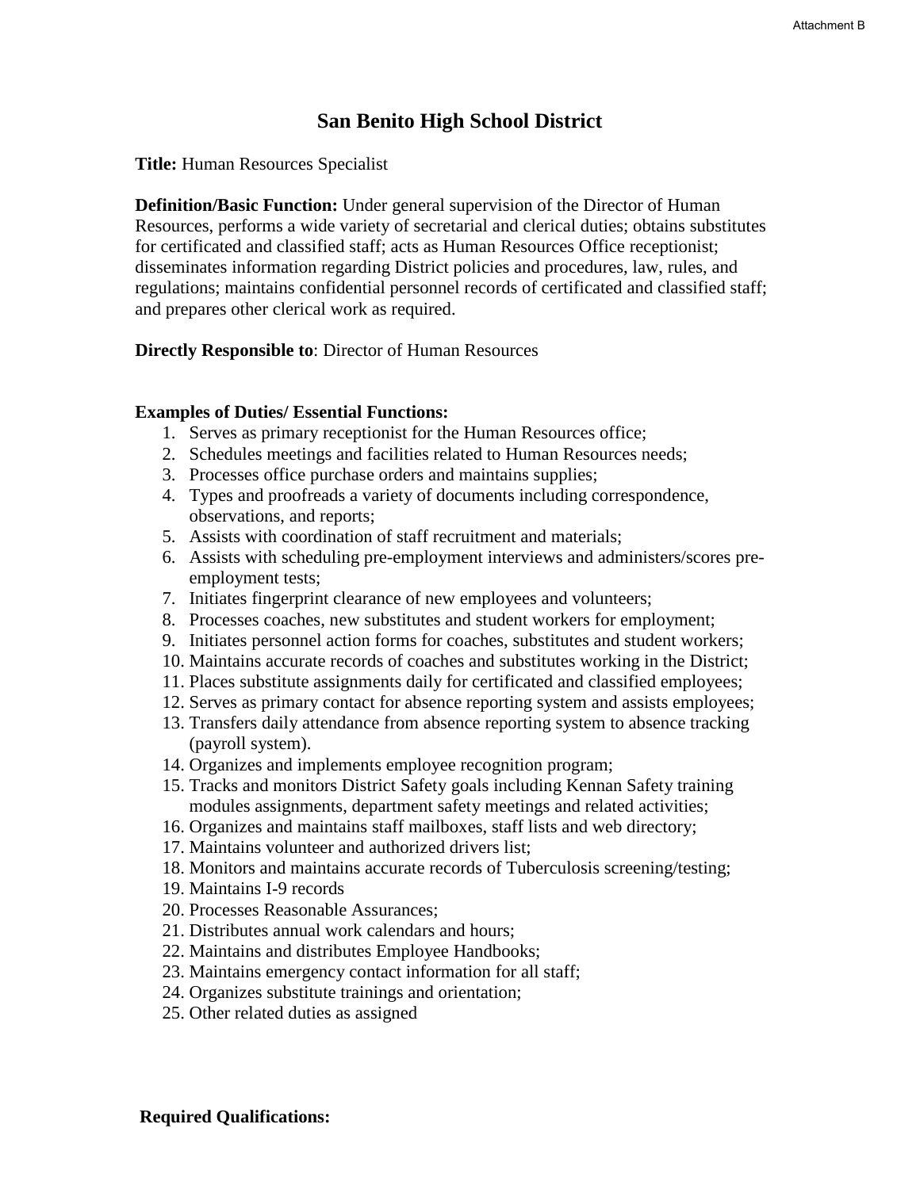# San Benito High School District

**Title:** Human Resources Specialist

**Definition/Basic Function:** Under general supervision of the Director of Human Resources, performs a wide variety of secretarial and clerical duties; obtains substitutes for certificated and classified staff; acts as Human Resources Office receptionist; disseminates information regarding District policies and procedures, law, rules, and regulations; maintains confidential personnel records of certificated and classified staff; and prepares other clerical work as required.

**Directly Responsible to**: Director of Human Resources

**Examples of Duties/ Essential Functions:**

1. Serves as primary receptionist for the Human Resources office;
2. Schedules meetings and facilities related to Human Resources needs;
3. Processes office purchase orders and maintains supplies;
4. Types and proofreads a variety of documents including correspondence, observations, and reports;
5. Assists with coordination of staff recruitment and materials;
6. Assists with scheduling pre-employment interviews and administers/scores pre-employment tests;
7. Initiates fingerprint clearance of new employees and volunteers;
8. Processes coaches, new substitutes and student workers for employment;
9. Initiates personnel action forms for coaches, substitutes and student workers;
10. Maintains accurate records of coaches and substitutes working in the District;
11. Places substitute assignments daily for certificated and classified employees;
12. Serves as primary contact for absence reporting system and assists employees;
13. Transfers daily attendance from absence reporting system to absence tracking (payroll system).
14. Organizes and implements employee recognition program;
15. Tracks and monitors District Safety goals including Kennan Safety training modules assignments, department safety meetings and related activities;
16. Organizes and maintains staff mailboxes, staff lists and web directory;
17. Maintains volunteer and authorized drivers list;
18. Monitors and maintains accurate records of Tuberculosis screening/testing;
19. Maintains I-9 records
20. Processes Reasonable Assurances;
21. Distributes annual work calendars and hours;
22. Maintains and distributes Employee Handbooks;
23. Maintains emergency contact information for all staff;
24. Organizes substitute trainings and orientation;
25. Other related duties as assigned

**Required Qualifications:**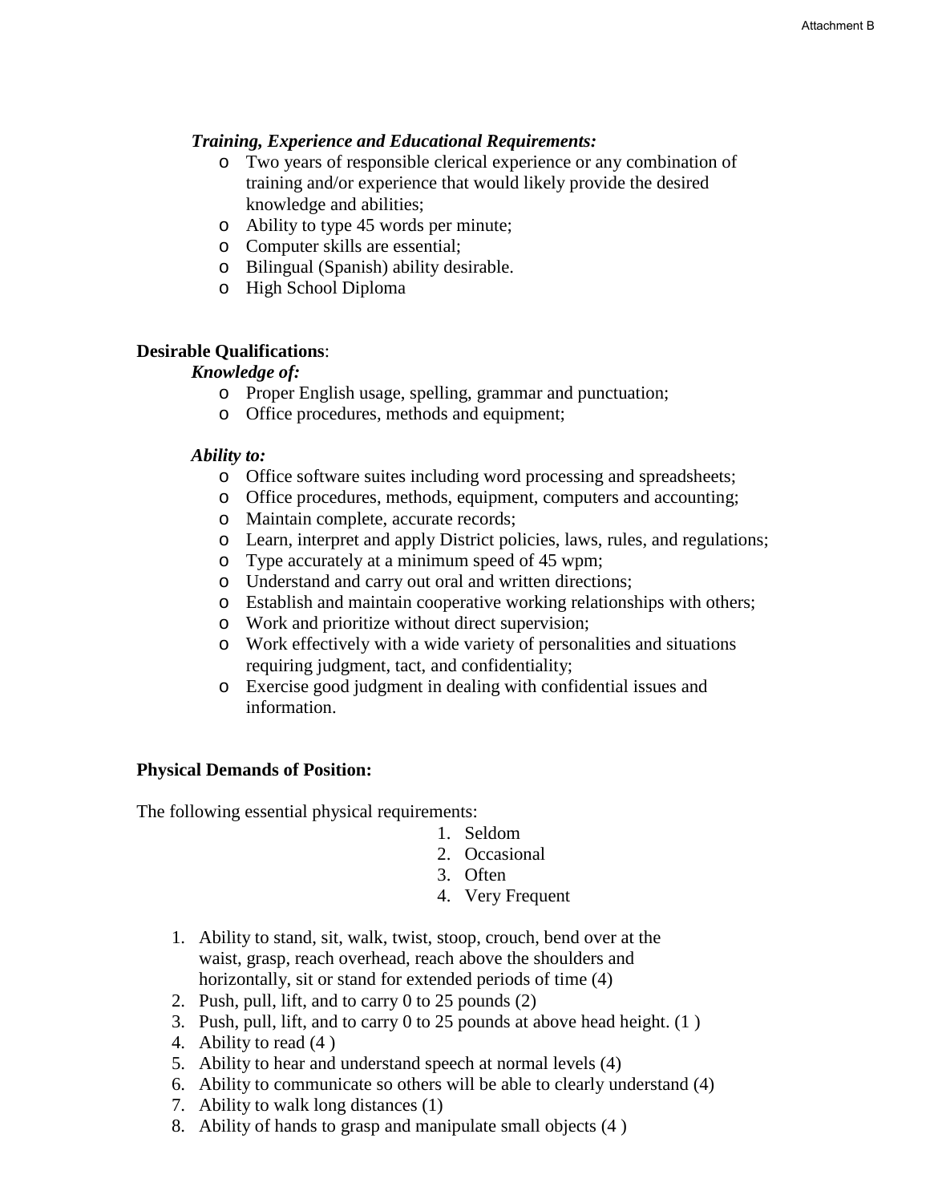***Training, Experience and Educational Requirements:***

- Two years of responsible clerical experience or any combination of training and/or experience that would likely provide the desired knowledge and abilities;
- Ability to type 45 words per minute;
- Computer skills are essential;
- Bilingual (Spanish) ability desirable.
- High School Diploma

**Desirable Qualifications**:

***Knowledge of:***

- Proper English usage, spelling, grammar and punctuation;
- Office procedures, methods and equipment;

***Ability to:***

- Office software suites including word processing and spreadsheets;
- Office procedures, methods, equipment, computers and accounting;
- Maintain complete, accurate records;
- Learn, interpret and apply District policies, laws, rules, and regulations;
- Type accurately at a minimum speed of 45 wpm;
- Understand and carry out oral and written directions;
- Establish and maintain cooperative working relationships with others;
- Work and prioritize without direct supervision;
- Work effectively with a wide variety of personalities and situations requiring judgment, tact, and confidentiality;
- Exercise good judgment in dealing with confidential issues and information.

**Physical Demands of Position:**

The following essential physical requirements:

1. Seldom
2. Occasional
3. Often
4. Very Frequent

1. Ability to stand, sit, walk, twist, stoop, crouch, bend over at the waist, grasp, reach overhead, reach above the shoulders and horizontally, sit or stand for extended periods of time (4)
2. Push, pull, lift, and to carry 0 to 25 pounds (2)
3. Push, pull, lift, and to carry 0 to 25 pounds at above head height. (1 )
4. Ability to read (4 )
5. Ability to hear and understand speech at normal levels (4)
6. Ability to communicate so others will be able to clearly understand (4)
7. Ability to walk long distances (1)
8. Ability of hands to grasp and manipulate small objects (4 )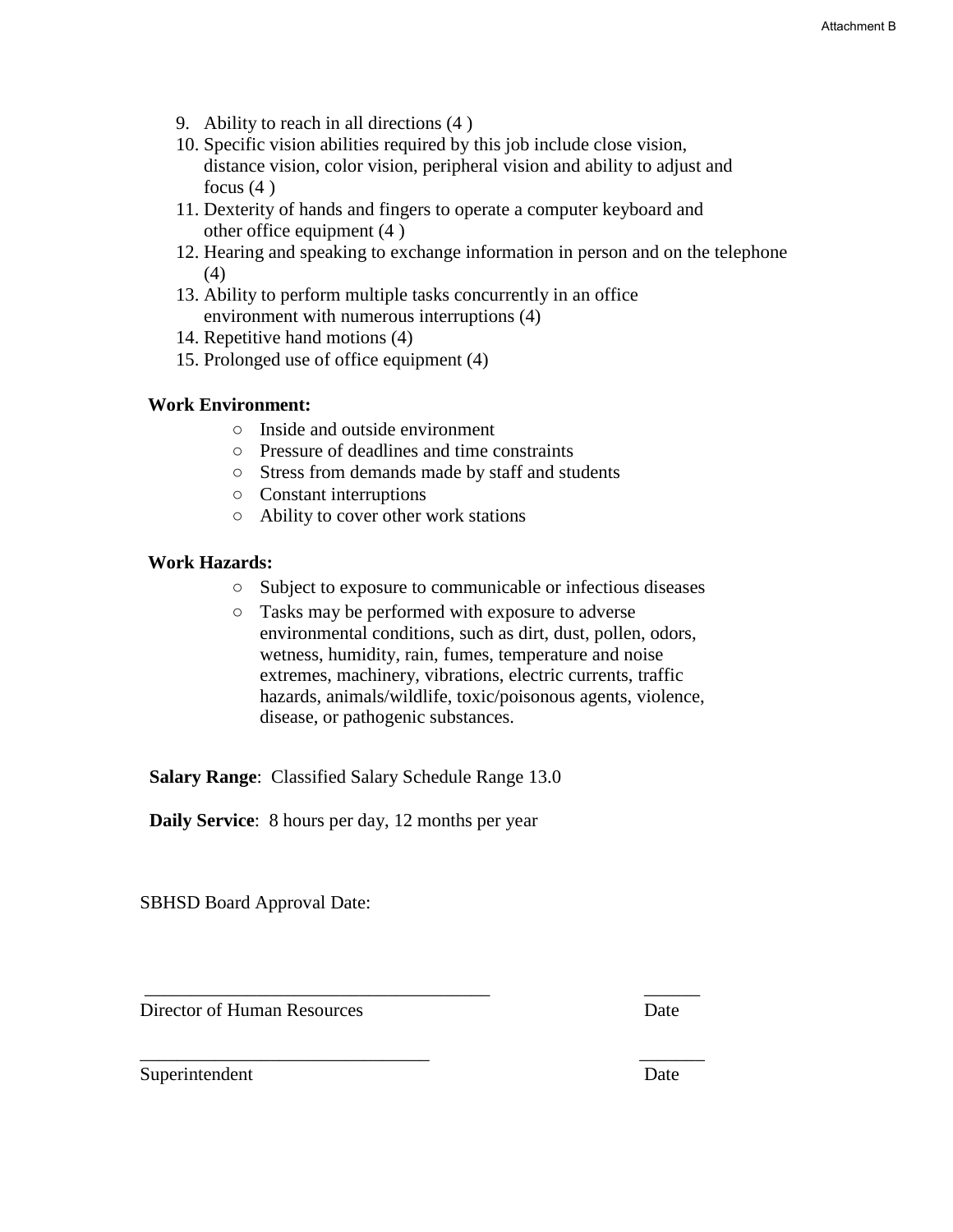9. Ability to reach in all directions (4 )
10. Specific vision abilities required by this job include close vision, distance vision, color vision, peripheral vision and ability to adjust and focus (4 )
11. Dexterity of hands and fingers to operate a computer keyboard and other office equipment (4 )
12. Hearing and speaking to exchange information in person and on the telephone (4)
13. Ability to perform multiple tasks concurrently in an office environment with numerous interruptions (4)
14. Repetitive hand motions (4)
15. Prolonged use of office equipment (4)

**Work Environment:**

- Inside and outside environment
- Pressure of deadlines and time constraints
- Stress from demands made by staff and students
- Constant interruptions
- Ability to cover other work stations

**Work Hazards:**

- Subject to exposure to communicable or infectious diseases
- Tasks may be performed with exposure to adverse environmental conditions, such as dirt, dust, pollen, odors, wetness, humidity, rain, fumes, temperature and noise extremes, machinery, vibrations, electric currents, traffic hazards, animals/wildlife, toxic/poisonous agents, violence, disease, or pathogenic substances.

**Salary Range**: Classified Salary Schedule Range 13.0

**Daily Service**: 8 hours per day, 12 months per year

SBHSD Board Approval Date:

_____________________________________ ______
Director of Human Resources Date

_______________________________ _______
Superintendent Date